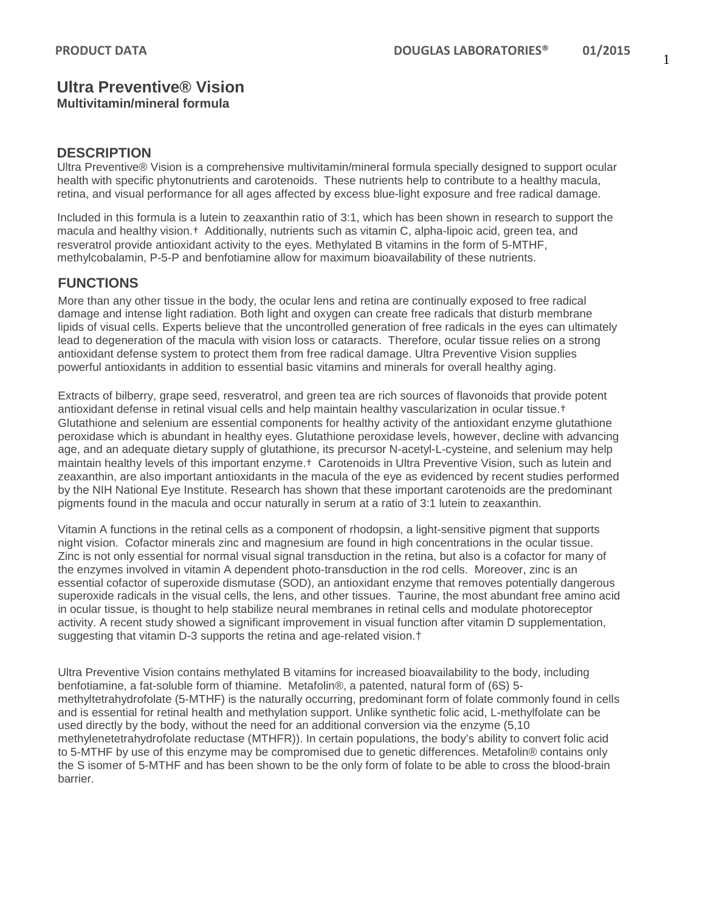# Ultra Preventive® Vision

**Multivitamin/mineral formula**

## DESCRIPTION

Ultra Preventive® Vision is a comprehensive multivitamin/mineral formula specially designed to support ocular health with specific phytonutrients and carotenoids. These nutrients help to contribute to a healthy macula, retina, and visual performance for all ages affected by excess blue-light exposure and free radical damage.

Included in this formula is a lutein to zeaxanthin ratio of 3:1, which has been shown in research to support the macula and healthy vision.† Additionally, nutrients such as vitamin C, alpha-lipoic acid, green tea, and resveratrol provide antioxidant activity to the eyes. Methylated B vitamins in the form of 5-MTHF, methylcobalamin, P-5-P and benfotiamine allow for maximum bioavailability of these nutrients.

## FUNCTIONS

More than any other tissue in the body, the ocular lens and retina are continually exposed to free radical damage and intense light radiation. Both light and oxygen can create free radicals that disturb membrane lipids of visual cells. Experts believe that the uncontrolled generation of free radicals in the eyes can ultimately lead to degeneration of the macula with vision loss or cataracts. Therefore, ocular tissue relies on a strong antioxidant defense system to protect them from free radical damage. Ultra Preventive Vision supplies powerful antioxidants in addition to essential basic vitamins and minerals for overall healthy aging.

Extracts of bilberry, grape seed, resveratrol, and green tea are rich sources of flavonoids that provide potent antioxidant defense in retinal visual cells and help maintain healthy vascularization in ocular tissue.† Glutathione and selenium are essential components for healthy activity of the antioxidant enzyme glutathione peroxidase which is abundant in healthy eyes. Glutathione peroxidase levels, however, decline with advancing age, and an adequate dietary supply of glutathione, its precursor N-acetyl-L-cysteine, and selenium may help maintain healthy levels of this important enzyme.† Carotenoids in Ultra Preventive Vision, such as lutein and zeaxanthin, are also important antioxidants in the macula of the eye as evidenced by recent studies performed by the NIH National Eye Institute. Research has shown that these important carotenoids are the predominant pigments found in the macula and occur naturally in serum at a ratio of 3:1 lutein to zeaxanthin.

Vitamin A functions in the retinal cells as a component of rhodopsin, a light-sensitive pigment that supports night vision. Cofactor minerals zinc and magnesium are found in high concentrations in the ocular tissue. Zinc is not only essential for normal visual signal transduction in the retina, but also is a cofactor for many of the enzymes involved in vitamin A dependent photo-transduction in the rod cells. Moreover, zinc is an essential cofactor of superoxide dismutase (SOD), an antioxidant enzyme that removes potentially dangerous superoxide radicals in the visual cells, the lens, and other tissues. Taurine, the most abundant free amino acid in ocular tissue, is thought to help stabilize neural membranes in retinal cells and modulate photoreceptor activity. A recent study showed a significant improvement in visual function after vitamin D supplementation, suggesting that vitamin D-3 supports the retina and age-related vision.†

Ultra Preventive Vision contains methylated B vitamins for increased bioavailability to the body, including benfotiamine, a fat-soluble form of thiamine. Metafolin®, a patented, natural form of (6S) 5-methyltetrahydrofolate (5-MTHF) is the naturally occurring, predominant form of folate commonly found in cells and is essential for retinal health and methylation support. Unlike synthetic folic acid, L-methylfolate can be used directly by the body, without the need for an additional conversion via the enzyme (5,10 methylenetetrahydrofolate reductase (MTHFR)). In certain populations, the body's ability to convert folic acid to 5-MTHF by use of this enzyme may be compromised due to genetic differences. Metafolin® contains only the S isomer of 5-MTHF and has been shown to be the only form of folate to be able to cross the blood-brain barrier.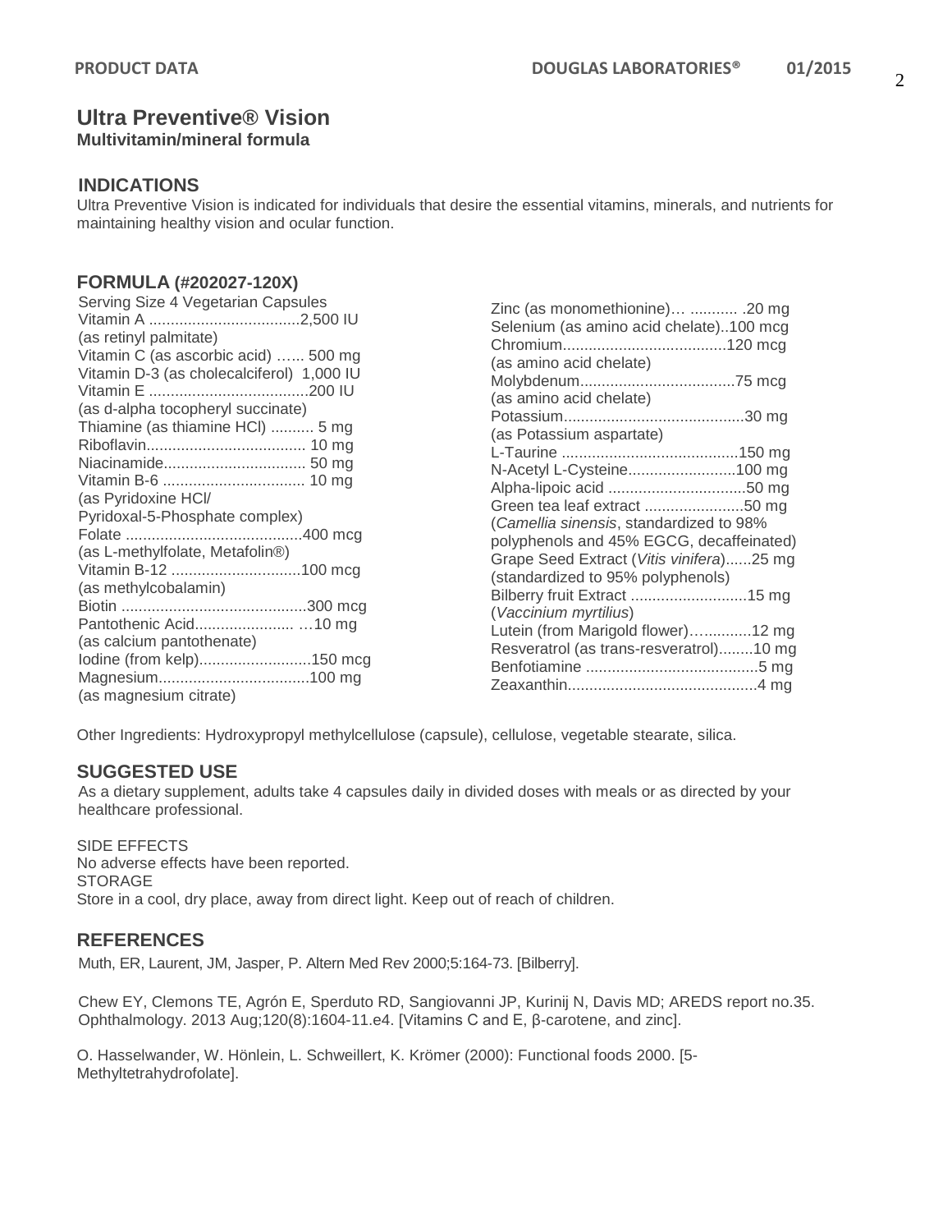# Ultra Preventive® Vision

**Multivitamin/mineral formula**

## INDICATIONS

Ultra Preventive Vision is indicated for individuals that desire the essential vitamins, minerals, and nutrients for maintaining healthy vision and ocular function.

## FORMULA (#202027-120X)

Serving Size 4 Vegetarian Capsules

Vitamin A ...................................2,500 IU
(as retinyl palmitate)
Vitamin C (as ascorbic acid) …... 500 mg
Vitamin D-3 (as cholecalciferol) 1,000 IU
Vitamin E ....................................200 IU
(as d-alpha tocopheryl succinate)
Thiamine (as thiamine HCl) .......... 5 mg
Riboflavin..................................... 10 mg
Niacinamide................................. 50 mg
Vitamin B-6 ................................. 10 mg
(as Pyridoxine HCl/
Pyridoxal-5-Phosphate complex)
Folate .........................................400 mcg
(as L-methylfolate, Metafolin®)
Vitamin B-12 .............................100 mcg
(as methylcobalamin)
Biotin ...........................................300 mcg
Pantothenic Acid....................... …10 mg
(as calcium pantothenate)
Iodine (from kelp)..........................150 mcg
Magnesium...................................100 mg
(as magnesium citrate)
Zinc (as monomethionine)… ........... .20 mg
Selenium (as amino acid chelate)..100 mcg
Chromium......................................120 mcg
(as amino acid chelate)
Molybdenum....................................75 mcg
(as amino acid chelate)
Potassium..........................................30 mg
(as Potassium aspartate)
L-Taurine .........................................150 mg
N-Acetyl L-Cysteine.........................100 mg
Alpha-lipoic acid ................................50 mg
Green tea leaf extract .......................50 mg
(*Camellia sinensis*, standardized to 98% polyphenols and 45% EGCG, decaffeinated)
Grape Seed Extract (*Vitis vinifera*)......25 mg
(standardized to 95% polyphenols)
Bilberry fruit Extract ...........................15 mg
(*Vaccinium myrtilius*)
Lutein (from Marigold flower)…...........12 mg
Resveratrol (as trans-resveratrol)........10 mg
Benfotiamine ........................................5 mg
Zeaxanthin............................................4 mg

Other Ingredients: Hydroxypropyl methylcellulose (capsule), cellulose, vegetable stearate, silica.

## SUGGESTED USE

As a dietary supplement, adults take 4 capsules daily in divided doses with meals or as directed by your healthcare professional.

SIDE EFFECTS
No adverse effects have been reported.
STORAGE
Store in a cool, dry place, away from direct light. Keep out of reach of children.

## REFERENCES

Muth, ER, Laurent, JM, Jasper, P. Altern Med Rev 2000;5:164-73. [Bilberry].

Chew EY, Clemons TE, Agrón E, Sperduto RD, Sangiovanni JP, Kurinij N, Davis MD; AREDS report no.35. Ophthalmology. 2013 Aug;120(8):1604-11.e4. [Vitamins C and E, β-carotene, and zinc].

O. Hasselwander, W. Hönlein, L. Schweillert, K. Krömer (2000): Functional foods 2000. [5-Methyltetrahydrofolate].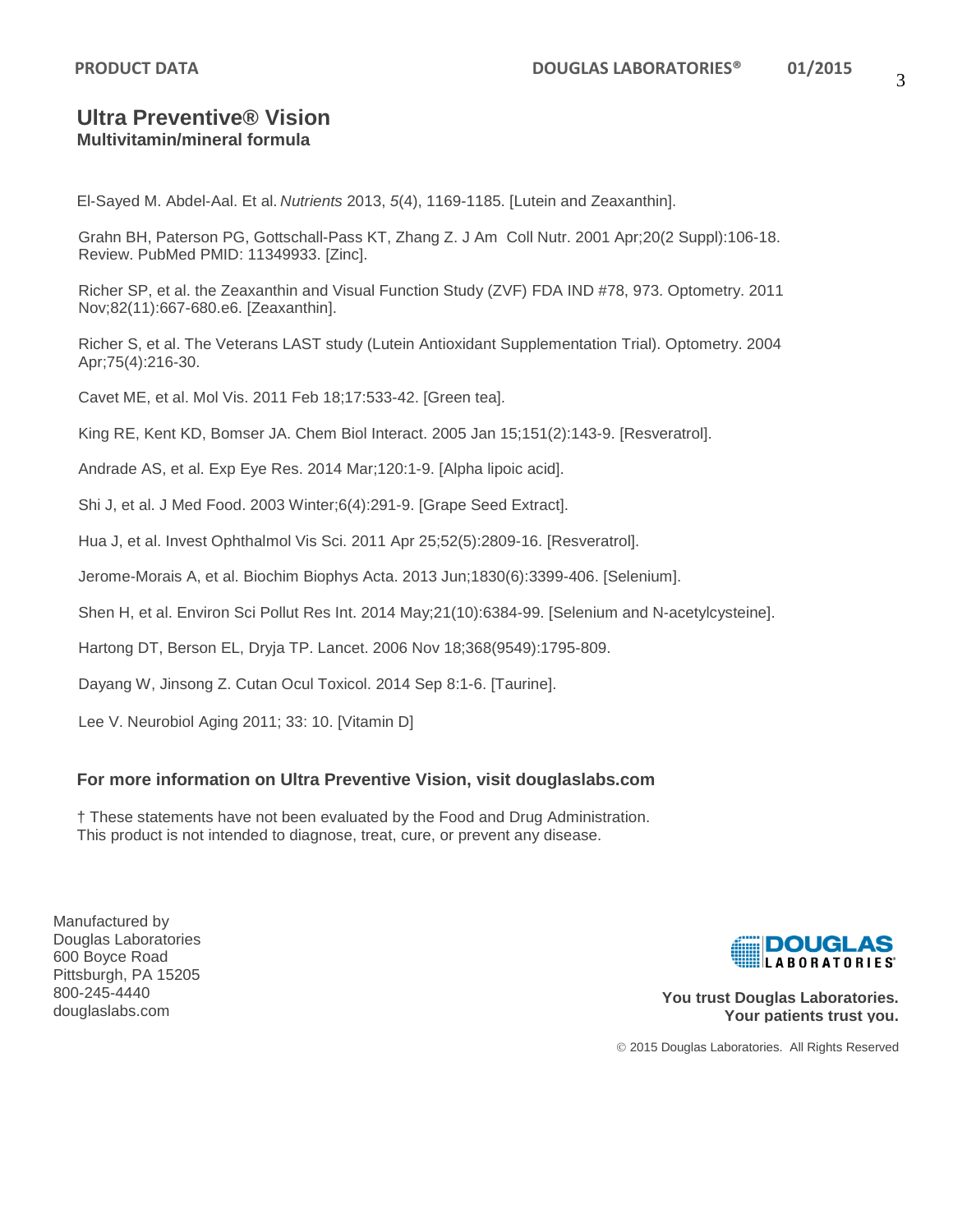## Ultra Preventive® Vision

**Multivitamin/mineral formula**

El-Sayed M. Abdel-Aal. Et al. *Nutrients* 2013, *5*(4), 1169-1185. [Lutein and Zeaxanthin].

Grahn BH, Paterson PG, Gottschall-Pass KT, Zhang Z. J Am Coll Nutr. 2001 Apr;20(2 Suppl):106-18. Review. PubMed PMID: 11349933. [Zinc].

Richer SP, et al. the Zeaxanthin and Visual Function Study (ZVF) FDA IND #78, 973. Optometry. 2011 Nov;82(11):667-680.e6. [Zeaxanthin].

Richer S, et al. The Veterans LAST study (Lutein Antioxidant Supplementation Trial). Optometry. 2004 Apr;75(4):216-30.

Cavet ME, et al. Mol Vis. 2011 Feb 18;17:533-42. [Green tea].

King RE, Kent KD, Bomser JA. Chem Biol Interact. 2005 Jan 15;151(2):143-9. [Resveratrol].

Andrade AS, et al. Exp Eye Res. 2014 Mar;120:1-9. [Alpha lipoic acid].

Shi J, et al. J Med Food. 2003 Winter;6(4):291-9. [Grape Seed Extract].

Hua J, et al. Invest Ophthalmol Vis Sci. 2011 Apr 25;52(5):2809-16. [Resveratrol].

Jerome-Morais A, et al. Biochim Biophys Acta. 2013 Jun;1830(6):3399-406. [Selenium].

Shen H, et al. Environ Sci Pollut Res Int. 2014 May;21(10):6384-99. [Selenium and N-acetylcysteine].

Hartong DT, Berson EL, Dryja TP. Lancet. 2006 Nov 18;368(9549):1795-809.

Dayang W, Jinsong Z. Cutan Ocul Toxicol. 2014 Sep 8:1-6. [Taurine].

Lee V. Neurobiol Aging 2011; 33: 10. [Vitamin D]

**For more information on Ultra Preventive Vision, visit douglaslabs.com**

† These statements have not been evaluated by the Food and Drug Administration.
This product is not intended to diagnose, treat, cure, or prevent any disease.

Manufactured by
Douglas Laboratories
600 Boyce Road
Pittsburgh, PA 15205
800-245-4440
douglaslabs.com

DOUGLAS LABORATORIES®

**You trust Douglas Laboratories.**
**Your patients trust you.**

© 2015 Douglas Laboratories. All Rights Reserved